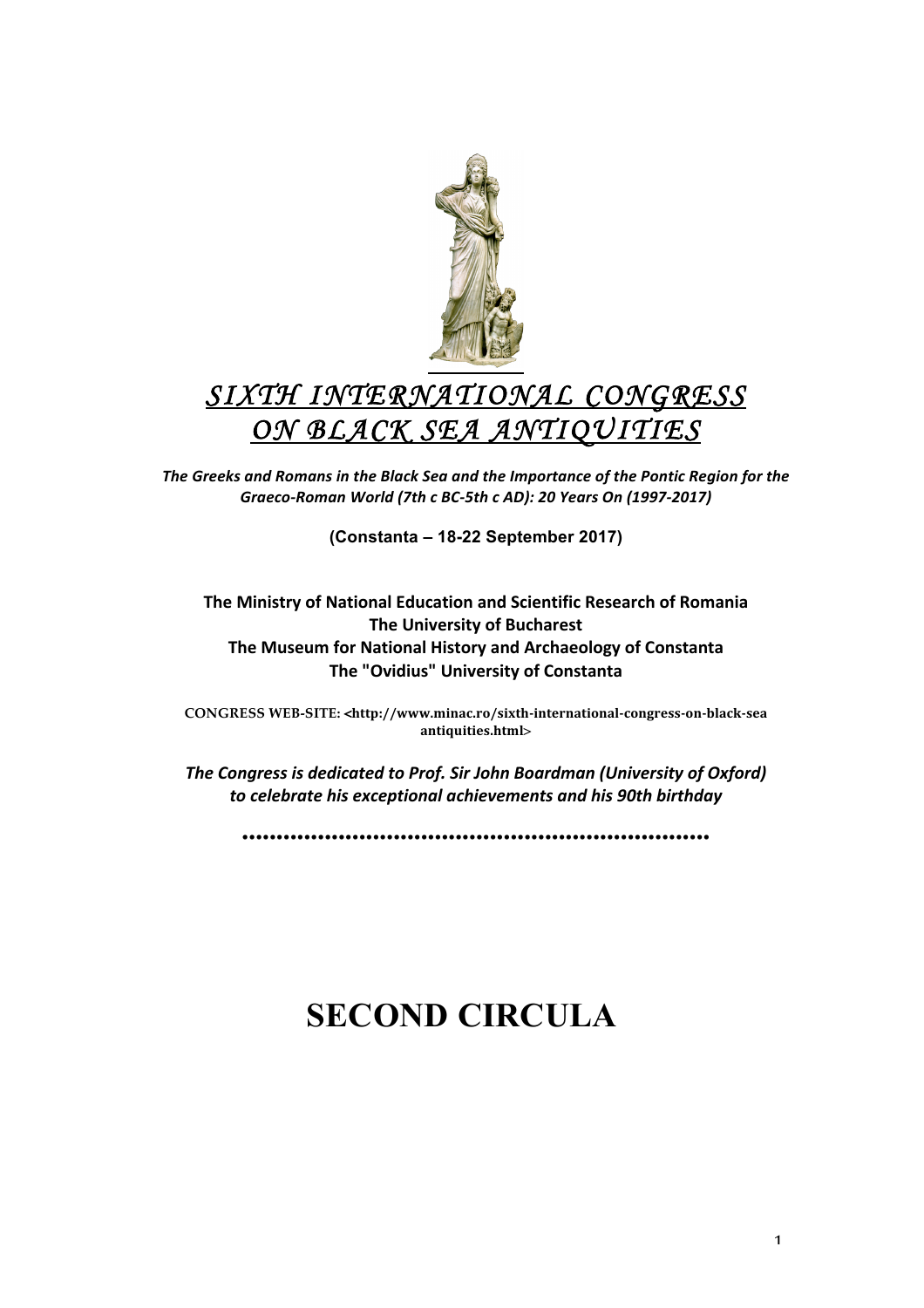# *SIXTH INTERNATIONAL CONGRESS ON BLACK SEA ANTIQUITIES*

***The Greeks and Romans in the Black Sea and the Importance of the Pontic Region for the Graeco-Roman World (7th c BC-5th c AD): 20 Years On (1997-2017)***

**(Constanta – 18-22 September 2017)**

**The Ministry of National Education and Scientific Research of Romania**
**The University of Bucharest**
**The Museum for National History and Archaeology of Constanta**
**The "Ovidius" University of Constanta**

**CONGRESS WEB-SITE: <http://www.minac.ro/sixth-international-congress-on-black-sea antiquities.html>**

***The Congress is dedicated to Prof. Sir John Boardman (University of Oxford) to celebrate his exceptional achievements and his 90th birthday***

..................................................................

# SECOND CIRCULA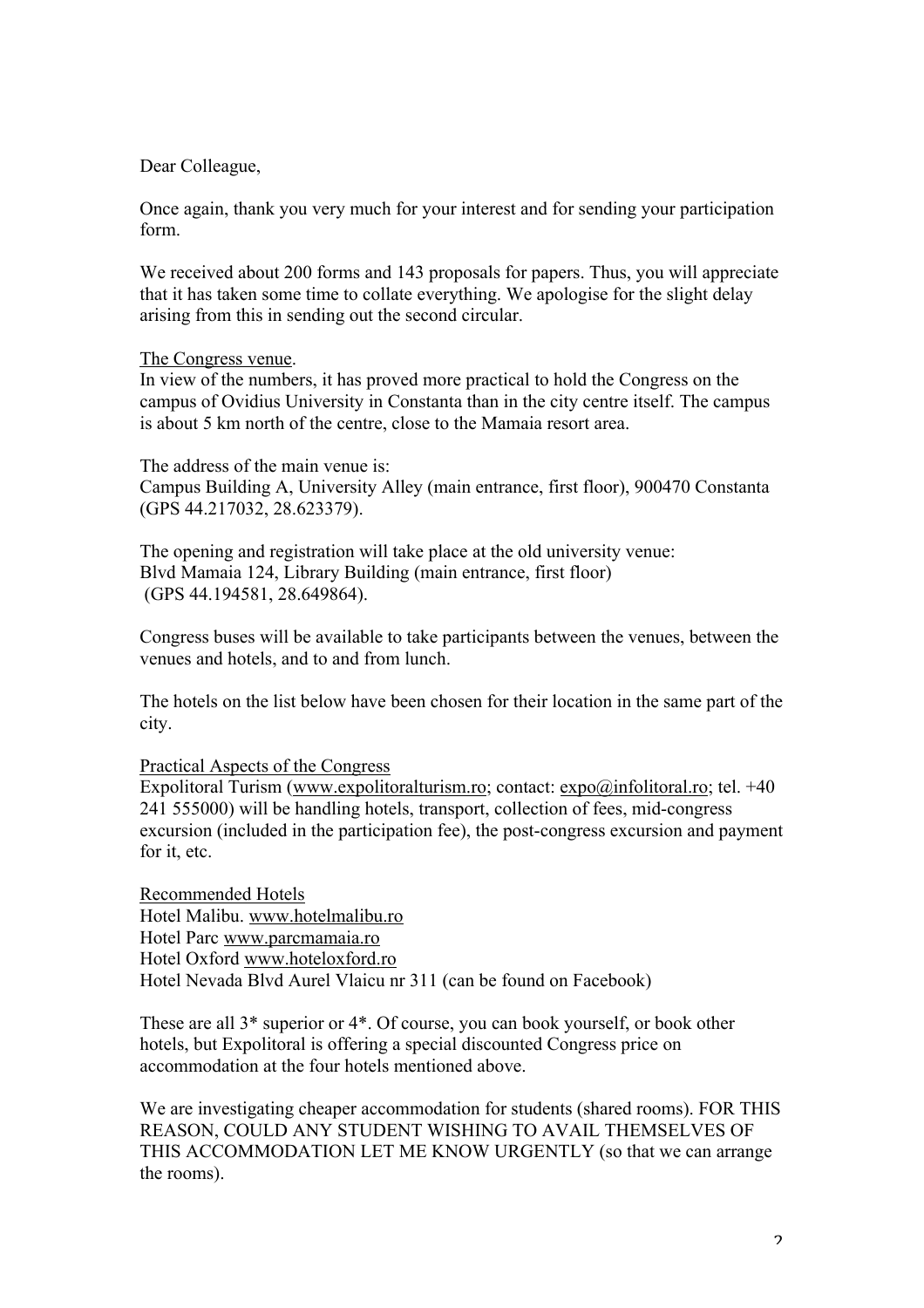Dear Colleague,

Once again, thank you very much for your interest and for sending your participation form.

We received about 200 forms and 143 proposals for papers. Thus, you will appreciate that it has taken some time to collate everything. We apologise for the slight delay arising from this in sending out the second circular.

The Congress venue.

In view of the numbers, it has proved more practical to hold the Congress on the campus of Ovidius University in Constanta than in the city centre itself. The campus is about 5 km north of the centre, close to the Mamaia resort area.

The address of the main venue is:
Campus Building A, University Alley (main entrance, first floor), 900470 Constanta (GPS 44.217032, 28.623379).

The opening and registration will take place at the old university venue:
Blvd Mamaia 124, Library Building (main entrance, first floor)
(GPS 44.194581, 28.649864).

Congress buses will be available to take participants between the venues, between the venues and hotels, and to and from lunch.

The hotels on the list below have been chosen for their location in the same part of the city.

Practical Aspects of the Congress

Expolitoral Turism (www.expolitoralturism.ro; contact: expo@infolitoral.ro; tel. +40 241 555000) will be handling hotels, transport, collection of fees, mid-congress excursion (included in the participation fee), the post-congress excursion and payment for it, etc.

Recommended Hotels

Hotel Malibu. www.hotelmalibu.ro
Hotel Parc www.parcmamaia.ro
Hotel Oxford www.hoteloxford.ro
Hotel Nevada Blvd Aurel Vlaicu nr 311 (can be found on Facebook)

These are all 3* superior or 4*. Of course, you can book yourself, or book other hotels, but Expolitoral is offering a special discounted Congress price on accommodation at the four hotels mentioned above.

We are investigating cheaper accommodation for students (shared rooms). FOR THIS REASON, COULD ANY STUDENT WISHING TO AVAIL THEMSELVES OF THIS ACCOMMODATION LET ME KNOW URGENTLY (so that we can arrange the rooms).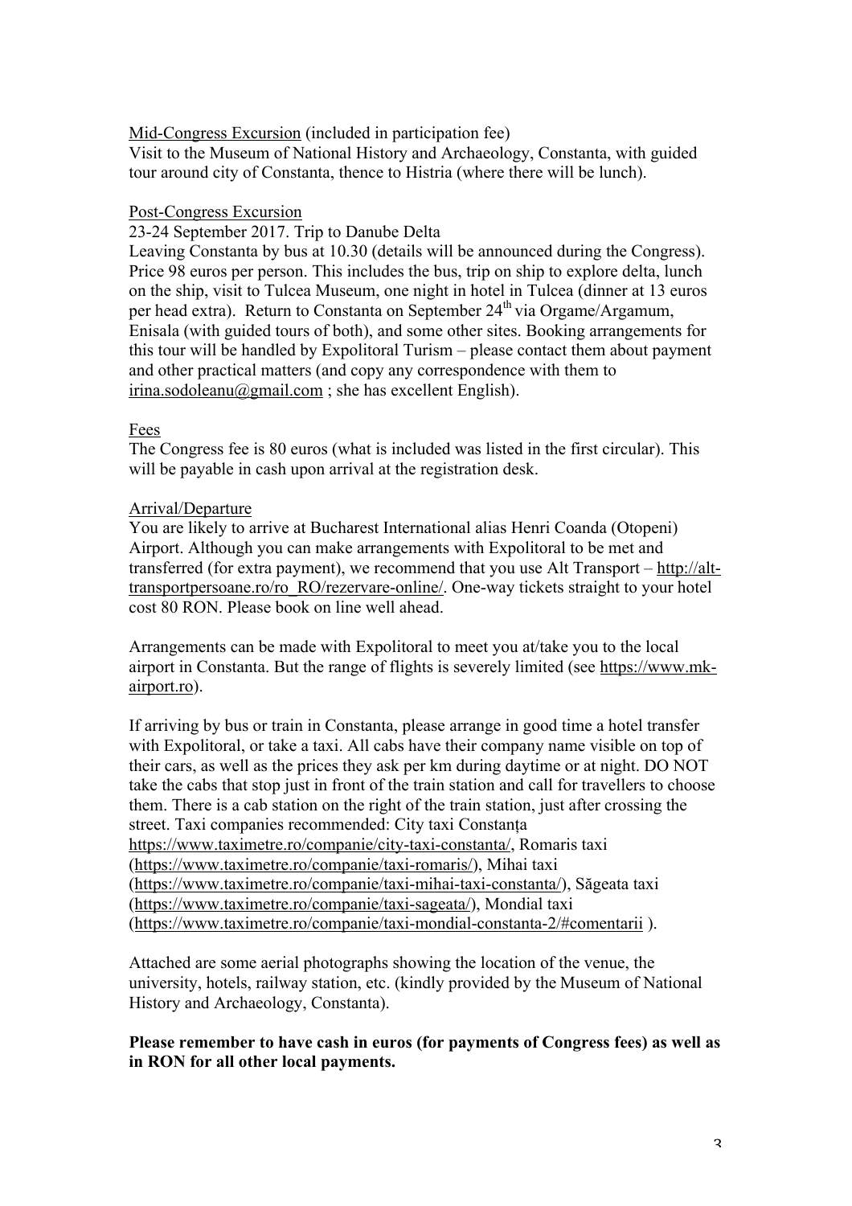Mid-Congress Excursion (included in participation fee)

Visit to the Museum of National History and Archaeology, Constanta, with guided tour around city of Constanta, thence to Histria (where there will be lunch).

Post-Congress Excursion

23-24 September 2017. Trip to Danube Delta

Leaving Constanta by bus at 10.30 (details will be announced during the Congress). Price 98 euros per person. This includes the bus, trip on ship to explore delta, lunch on the ship, visit to Tulcea Museum, one night in hotel in Tulcea (dinner at 13 euros per head extra). Return to Constanta on September 24th via Orgame/Argamum, Enisala (with guided tours of both), and some other sites. Booking arrangements for this tour will be handled by Expolitoral Turism – please contact them about payment and other practical matters (and copy any correspondence with them to irina.sodoleanu@gmail.com ; she has excellent English).

Fees

The Congress fee is 80 euros (what is included was listed in the first circular). This will be payable in cash upon arrival at the registration desk.

Arrival/Departure

You are likely to arrive at Bucharest International alias Henri Coanda (Otopeni) Airport. Although you can make arrangements with Expolitoral to be met and transferred (for extra payment), we recommend that you use Alt Transport – http://alt-transportpersoane.ro/ro_RO/rezervare-online/. One-way tickets straight to your hotel cost 80 RON. Please book on line well ahead.

Arrangements can be made with Expolitoral to meet you at/take you to the local airport in Constanta. But the range of flights is severely limited (see https://www.mk-airport.ro).

If arriving by bus or train in Constanta, please arrange in good time a hotel transfer with Expolitoral, or take a taxi. All cabs have their company name visible on top of their cars, as well as the prices they ask per km during daytime or at night. DO NOT take the cabs that stop just in front of the train station and call for travellers to choose them. There is a cab station on the right of the train station, just after crossing the street. Taxi companies recommended: City taxi Constanța https://www.taximetre.ro/companie/city-taxi-constanta/, Romaris taxi (https://www.taximetre.ro/companie/taxi-romaris/), Mihai taxi (https://www.taximetre.ro/companie/taxi-mihai-taxi-constanta/), Săgeata taxi (https://www.taximetre.ro/companie/taxi-sageata/), Mondial taxi (https://www.taximetre.ro/companie/taxi-mondial-constanta-2/#comentarii ).

Attached are some aerial photographs showing the location of the venue, the university, hotels, railway station, etc. (kindly provided by the Museum of National History and Archaeology, Constanta).

**Please remember to have cash in euros (for payments of Congress fees) as well as in RON for all other local payments.**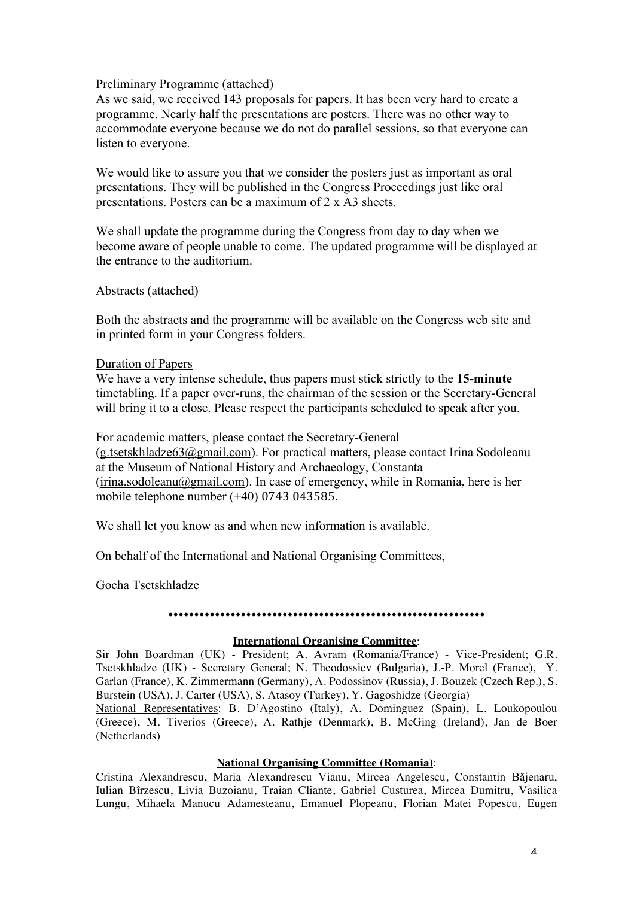Preliminary Programme (attached)
As we said, we received 143 proposals for papers. It has been very hard to create a programme. Nearly half the presentations are posters. There was no other way to accommodate everyone because we do not do parallel sessions, so that everyone can listen to everyone.

We would like to assure you that we consider the posters just as important as oral presentations. They will be published in the Congress Proceedings just like oral presentations. Posters can be a maximum of 2 x A3 sheets.

We shall update the programme during the Congress from day to day when we become aware of people unable to come. The updated programme will be displayed at the entrance to the auditorium.

Abstracts (attached)

Both the abstracts and the programme will be available on the Congress web site and in printed form in your Congress folders.

Duration of Papers
We have a very intense schedule, thus papers must stick strictly to the **15-minute** timetabling. If a paper over-runs, the chairman of the session or the Secretary-General will bring it to a close. Please respect the participants scheduled to speak after you.

For academic matters, please contact the Secretary-General (g.tsetskhladze63@gmail.com). For practical matters, please contact Irina Sodoleanu at the Museum of National History and Archaeology, Constanta (irina.sodoleanu@gmail.com). In case of emergency, while in Romania, here is her mobile telephone number (+40) 0743 043585.

We shall let you know as and when new information is available.

On behalf of the International and National Organising Committees,

Gocha Tsetskhladze

……………………………………………………………

**International Organising Committee**:
Sir John Boardman (UK) - President; A. Avram (Romania/France) - Vice-President; G.R. Tsetskhladze (UK) - Secretary General; N. Theodossiev (Bulgaria), J.-P. Morel (France), Y. Garlan (France), K. Zimmermann (Germany), A. Podossinov (Russia), J. Bouzek (Czech Rep.), S. Burstein (USA), J. Carter (USA), S. Atasoy (Turkey), Y. Gagoshidze (Georgia)
National Representatives: B. D'Agostino (Italy), A. Dominguez (Spain), L. Loukopoulou (Greece), M. Tiverios (Greece), A. Rathje (Denmark), B. McGing (Ireland), Jan de Boer (Netherlands)

**National Organising Committee (Romania)**:
Cristina Alexandrescu, Maria Alexandrescu Vianu, Mircea Angelescu, Constantin Băjenaru, Iulian Bîrzescu, Livia Buzoianu, Traian Cliante, Gabriel Custurea, Mircea Dumitru, Vasilica Lungu, Mihaela Manucu Adamesteanu, Emanuel Plopeanu, Florian Matei Popescu, Eugen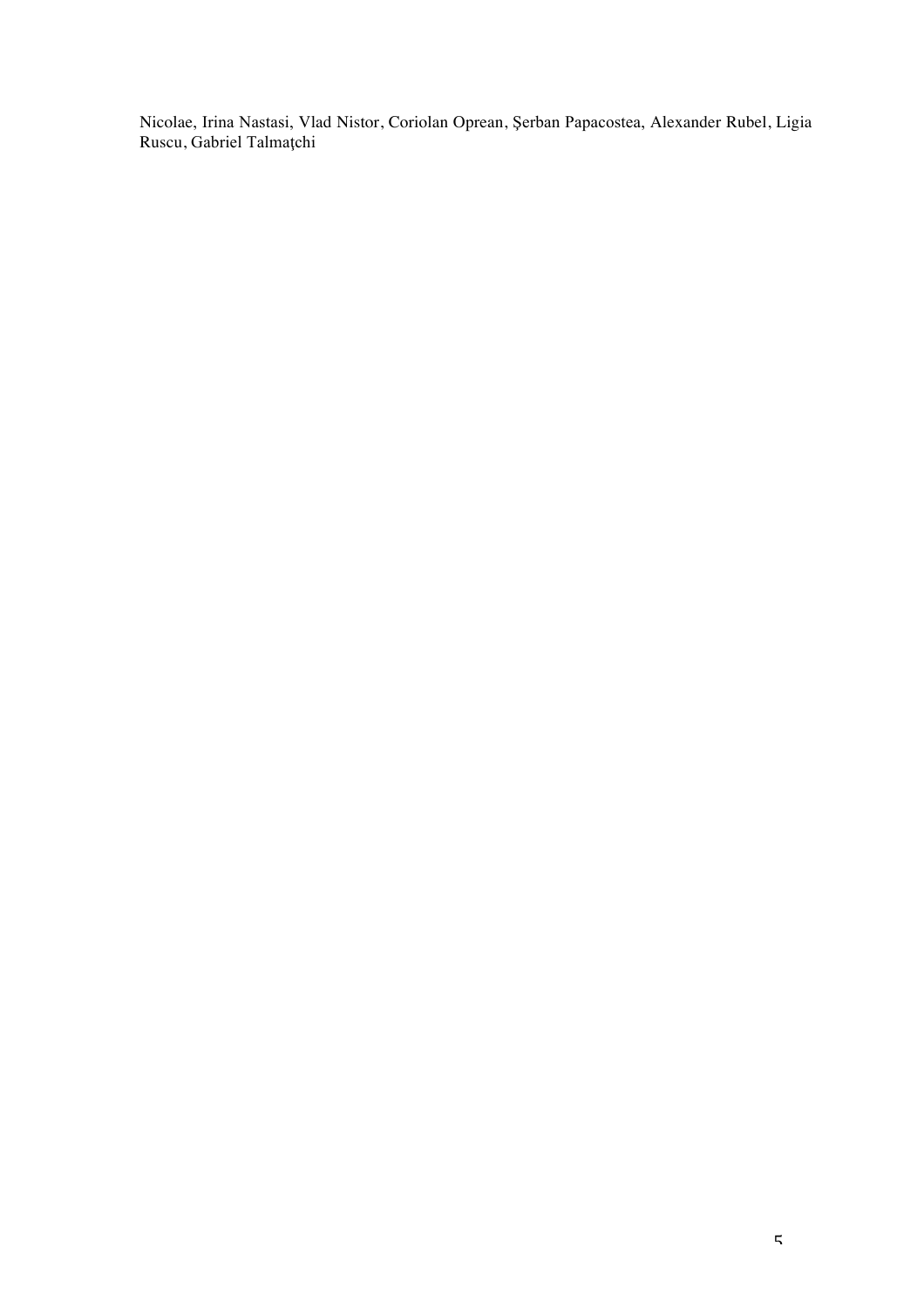Nicolae, Irina Nastasi, Vlad Nistor, Coriolan Oprean, Şerban Papacostea, Alexander Rubel, Ligia Ruscu, Gabriel Talmaţchi